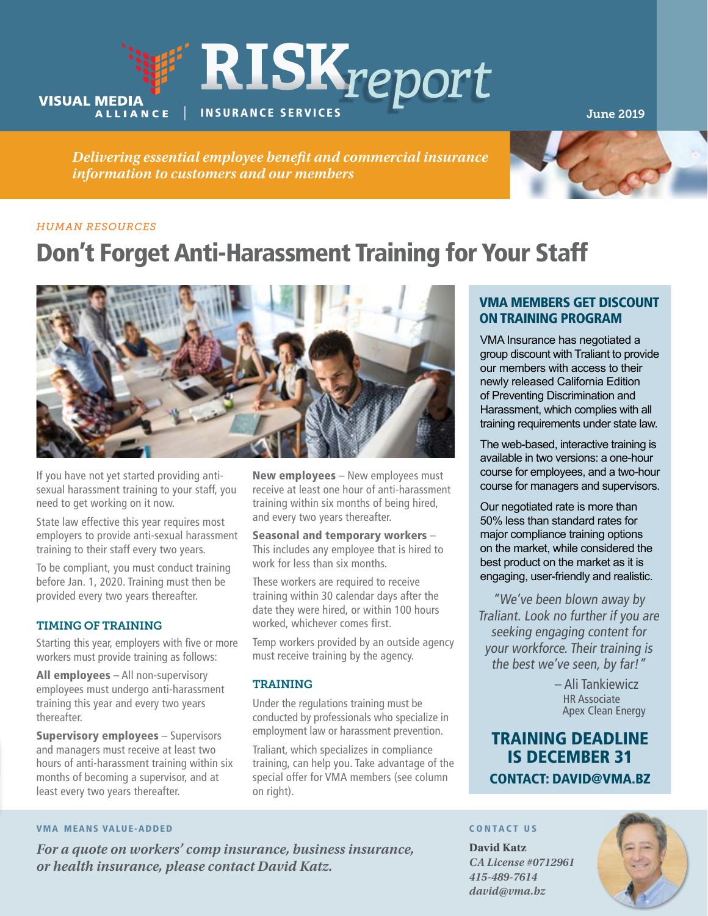# RISK*report*

VISUAL MEDIA ALLIANCE | INSURANCE SERVICES

June 2019

*Delivering essential employee benefit and commercial insurance information to customers and our members*

*HUMAN RESOURCES*

## Don't Forget Anti-Harassment Training for Your Staff

If you have not yet started providing anti-sexual harassment training to your staff, you need to get working on it now.

State law effective this year requires most employers to provide anti-sexual harassment training to their staff every two years.

To be compliant, you must conduct training before Jan. 1, 2020. Training must then be provided every two years thereafter.

### TIMING OF TRAINING

Starting this year, employers with five or more workers must provide training as follows:

**All employees** – All non-supervisory employees must undergo anti-harassment training this year and every two years thereafter.

**Supervisory employees** – Supervisors and managers must receive at least two hours of anti-harassment training within six months of becoming a supervisor, and at least every two years thereafter.

**New employees** – New employees must receive at least one hour of anti-harassment training within six months of being hired, and every two years thereafter.

**Seasonal and temporary workers** – This includes any employee that is hired to work for less than six months.

These workers are required to receive training within 30 calendar days after the date they were hired, or within 100 hours worked, whichever comes first.

Temp workers provided by an outside agency must receive training by the agency.

### TRAINING

Under the regulations training must be conducted by professionals who specialize in employment law or harassment prevention.

Traliant, which specializes in compliance training, can help you. Take advantage of the special offer for VMA members (see column on right).

### VMA MEMBERS GET DISCOUNT ON TRAINING PROGRAM

VMA Insurance has negotiated a group discount with Traliant to provide our members with access to their newly released California Edition of Preventing Discrimination and Harassment, which complies with all training requirements under state law.

The web-based, interactive training is available in two versions: a one-hour course for employees, and a two-hour course for managers and supervisors.

Our negotiated rate is more than 50% less than standard rates for major compliance training options on the market, while considered the best product on the market as it is engaging, user-friendly and realistic.

*"We've been blown away by Traliant. Look no further if you are seeking engaging content for your workforce. Their training is the best we've seen, by far!"*

– Ali Tankiewicz
HR Associate
Apex Clean Energy

**TRAINING DEADLINE IS DECEMBER 31**

**CONTACT: DAVID@VMA.BZ**

---

**VMA MEANS VALUE-ADDED**

*For a quote on workers' comp insurance, business insurance, or health insurance, please contact David Katz.*

**CONTACT US**

**David Katz**
*CA License #0712961*
*415-489-7614*
*david@vma.bz*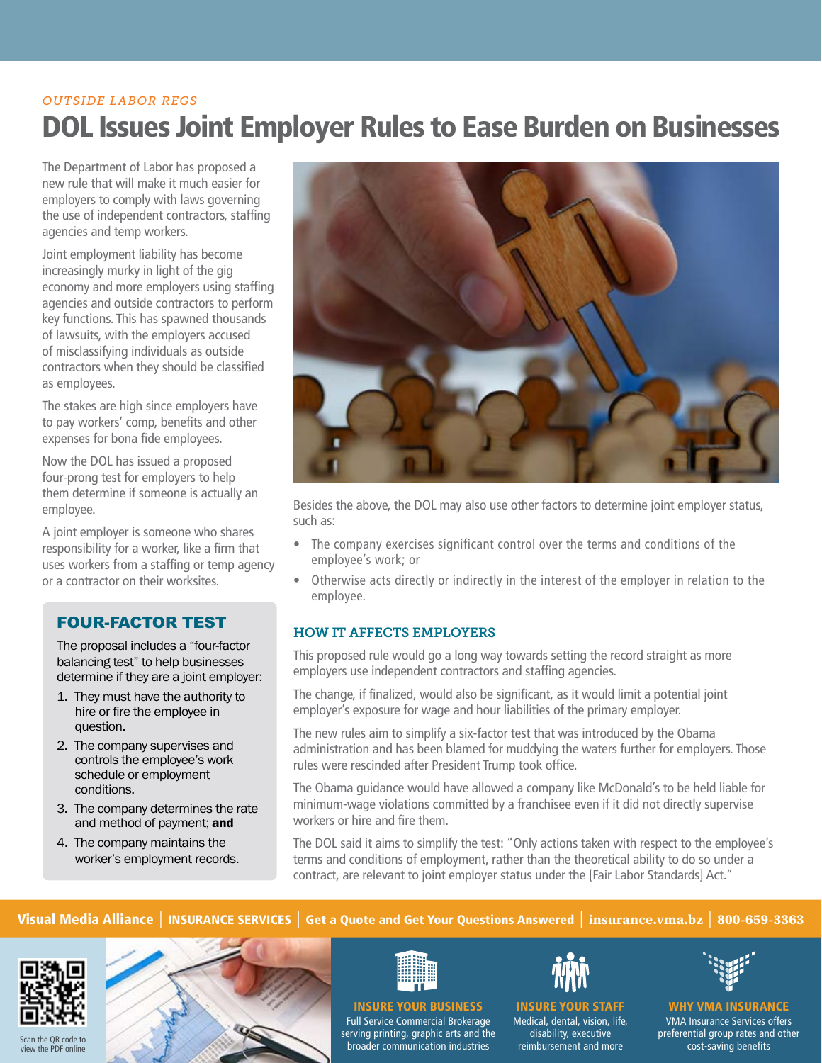*OUTSIDE LABOR REGS*

# DOL Issues Joint Employer Rules to Ease Burden on Businesses

The Department of Labor has proposed a new rule that will make it much easier for employers to comply with laws governing the use of independent contractors, staffing agencies and temp workers.

Joint employment liability has become increasingly murky in light of the gig economy and more employers using staffing agencies and outside contractors to perform key functions. This has spawned thousands of lawsuits, with the employers accused of misclassifying individuals as outside contractors when they should be classified as employees.

The stakes are high since employers have to pay workers' comp, benefits and other expenses for bona fide employees.

Now the DOL has issued a proposed four-prong test for employers to help them determine if someone is actually an employee.

A joint employer is someone who shares responsibility for a worker, like a firm that uses workers from a staffing or temp agency or a contractor on their worksites.

## FOUR-FACTOR TEST

The proposal includes a "four-factor balancing test" to help businesses determine if they are a joint employer:

1. They must have the authority to hire or fire the employee in question.
2. The company supervises and controls the employee's work schedule or employment conditions.
3. The company determines the rate and method of payment; **and**
4. The company maintains the worker's employment records.

Besides the above, the DOL may also use other factors to determine joint employer status, such as:

- The company exercises significant control over the terms and conditions of the employee's work; or
- Otherwise acts directly or indirectly in the interest of the employer in relation to the employee.

## HOW IT AFFECTS EMPLOYERS

This proposed rule would go a long way towards setting the record straight as more employers use independent contractors and staffing agencies.

The change, if finalized, would also be significant, as it would limit a potential joint employer's exposure for wage and hour liabilities of the primary employer.

The new rules aim to simplify a six-factor test that was introduced by the Obama administration and has been blamed for muddying the waters further for employers. Those rules were rescinded after President Trump took office.

The Obama guidance would have allowed a company like McDonald's to be held liable for minimum-wage violations committed by a franchisee even if it did not directly supervise workers or hire and fire them.

The DOL said it aims to simplify the test: "Only actions taken with respect to the employee's terms and conditions of employment, rather than the theoretical ability to do so under a contract, are relevant to joint employer status under the [Fair Labor Standards] Act."

**Visual Media Alliance** | **INSURANCE SERVICES** | **Get a Quote and Get Your Questions Answered** | **insurance.vma.bz** | **800-659-3363**

Scan the QR code to view the PDF online

**INSURE YOUR BUSINESS**
Full Service Commercial Brokerage serving printing, graphic arts and the broader communication industries

**INSURE YOUR STAFF**
Medical, dental, vision, life, disability, executive reimbursement and more

**WHY VMA INSURANCE**
VMA Insurance Services offers preferential group rates and other cost-saving benefits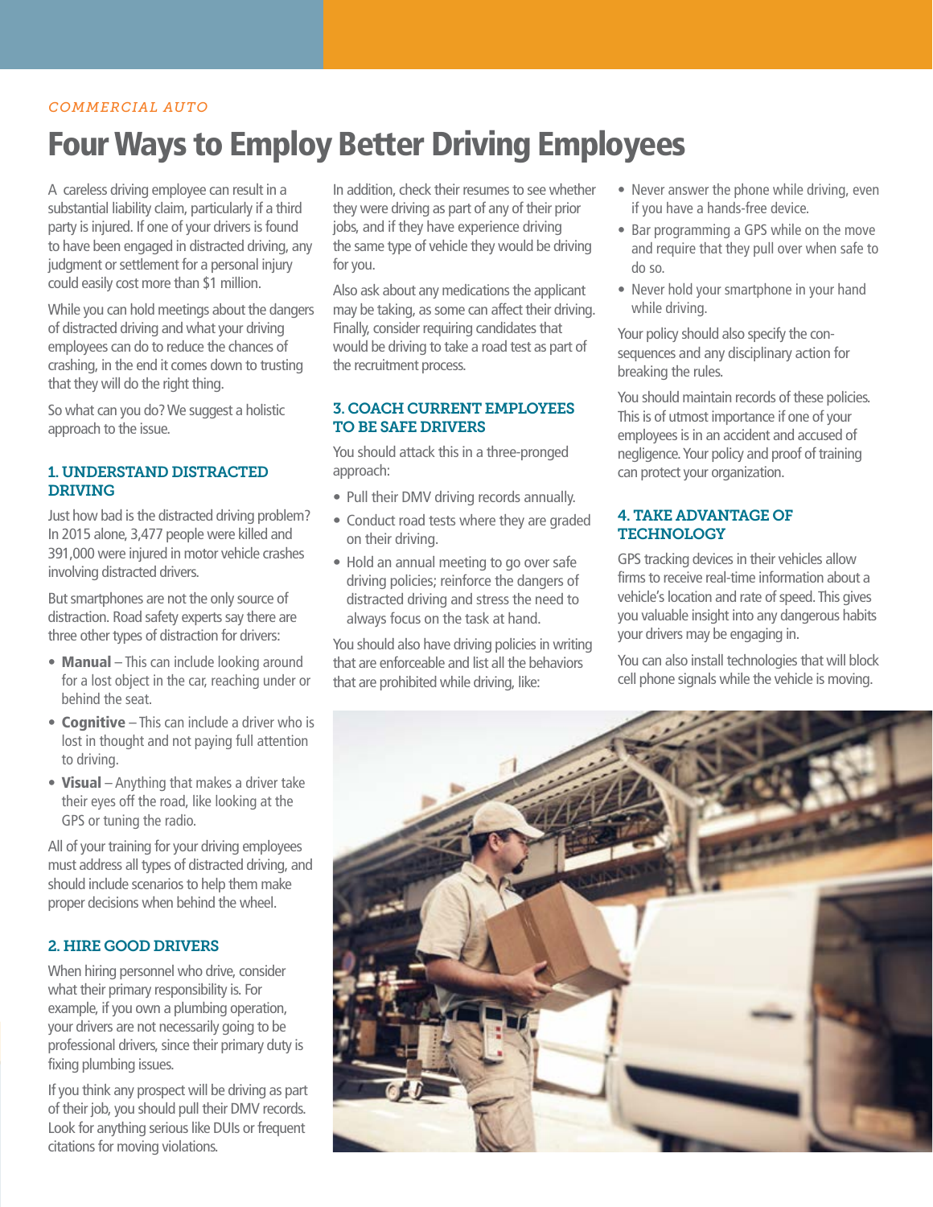*COMMERCIAL AUTO*

# Four Ways to Employ Better Driving Employees

A careless driving employee can result in a substantial liability claim, particularly if a third party is injured. If one of your drivers is found to have been engaged in distracted driving, any judgment or settlement for a personal injury could easily cost more than $1 million.

While you can hold meetings about the dangers of distracted driving and what your driving employees can do to reduce the chances of crashing, in the end it comes down to trusting that they will do the right thing.

So what can you do? We suggest a holistic approach to the issue.

## 1. UNDERSTAND DISTRACTED DRIVING

Just how bad is the distracted driving problem? In 2015 alone, 3,477 people were killed and 391,000 were injured in motor vehicle crashes involving distracted drivers.

But smartphones are not the only source of distraction. Road safety experts say there are three other types of distraction for drivers:

- **Manual** – This can include looking around for a lost object in the car, reaching under or behind the seat.
- **Cognitive** – This can include a driver who is lost in thought and not paying full attention to driving.
- **Visual** – Anything that makes a driver take their eyes off the road, like looking at the GPS or tuning the radio.

All of your training for your driving employees must address all types of distracted driving, and should include scenarios to help them make proper decisions when behind the wheel.

## 2. HIRE GOOD DRIVERS

When hiring personnel who drive, consider what their primary responsibility is. For example, if you own a plumbing operation, your drivers are not necessarily going to be professional drivers, since their primary duty is fixing plumbing issues.

If you think any prospect will be driving as part of their job, you should pull their DMV records. Look for anything serious like DUIs or frequent citations for moving violations.

In addition, check their resumes to see whether they were driving as part of any of their prior jobs, and if they have experience driving the same type of vehicle they would be driving for you.

Also ask about any medications the applicant may be taking, as some can affect their driving. Finally, consider requiring candidates that would be driving to take a road test as part of the recruitment process.

## 3. COACH CURRENT EMPLOYEES TO BE SAFE DRIVERS

You should attack this in a three-pronged approach:

- Pull their DMV driving records annually.
- Conduct road tests where they are graded on their driving.
- Hold an annual meeting to go over safe driving policies; reinforce the dangers of distracted driving and stress the need to always focus on the task at hand.

You should also have driving policies in writing that are enforceable and list all the behaviors that are prohibited while driving, like:

- Never answer the phone while driving, even if you have a hands-free device.
- Bar programming a GPS while on the move and require that they pull over when safe to do so.
- Never hold your smartphone in your hand while driving.

Your policy should also specify the consequences and any disciplinary action for breaking the rules.

You should maintain records of these policies. This is of utmost importance if one of your employees is in an accident and accused of negligence. Your policy and proof of training can protect your organization.

## 4. TAKE ADVANTAGE OF TECHNOLOGY

GPS tracking devices in their vehicles allow firms to receive real-time information about a vehicle's location and rate of speed. This gives you valuable insight into any dangerous habits your drivers may be engaging in.

You can also install technologies that will block cell phone signals while the vehicle is moving.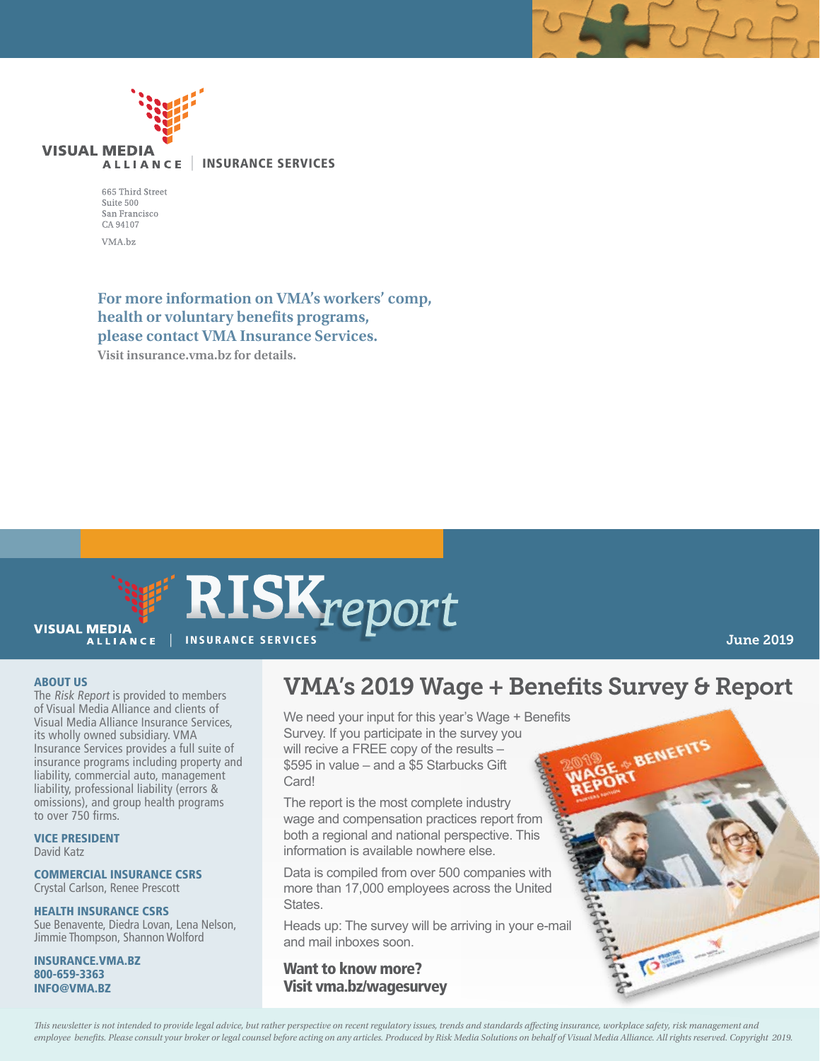VISUAL MEDIA ALLIANCE | INSURANCE SERVICES

665 Third Street
Suite 500
San Francisco
CA 94107

VMA.bz

**For more information on VMA's workers' comp, health or voluntary benefits programs, please contact VMA Insurance Services.**
**Visit insurance.vma.bz for details.**

# VISUAL MEDIA ALLIANCE | INSURANCE SERVICES — RISK*report*

June 2019

### ABOUT US

The *Risk Report* is provided to members of Visual Media Alliance and clients of Visual Media Alliance Insurance Services, its wholly owned subsidiary. VMA Insurance Services provides a full suite of insurance programs including property and liability, commercial auto, management liability, professional liability (errors & omissions), and group health programs to over 750 firms.

### VICE PRESIDENT

David Katz

### COMMERCIAL INSURANCE CSRS

Crystal Carlson, Renee Prescott

### HEALTH INSURANCE CSRS

Sue Benavente, Diedra Lovan, Lena Nelson, Jimmie Thompson, Shannon Wolford

**INSURANCE.VMA.BZ**
**800-659-3363**
**INFO@VMA.BZ**

## VMA's 2019 Wage + Benefits Survey & Report

We need your input for this year's Wage + Benefits Survey. If you participate in the survey you will recive a FREE copy of the results – $595 in value – and a $5 Starbucks Gift Card!

The report is the most complete industry wage and compensation practices report from both a regional and national perspective. This information is available nowhere else.

Data is compiled from over 500 companies with more than 17,000 employees across the United States.

Heads up: The survey will be arriving in your e-mail and mail inboxes soon.

**Want to know more?**
**Visit vma.bz/wagesurvey**

*This newsletter is not intended to provide legal advice, but rather perspective on recent regulatory issues, trends and standards affecting insurance, workplace safety, risk management and employee benefits. Please consult your broker or legal counsel before acting on any articles. Produced by Risk Media Solutions on behalf of Visual Media Alliance. All rights reserved. Copyright 2019.*